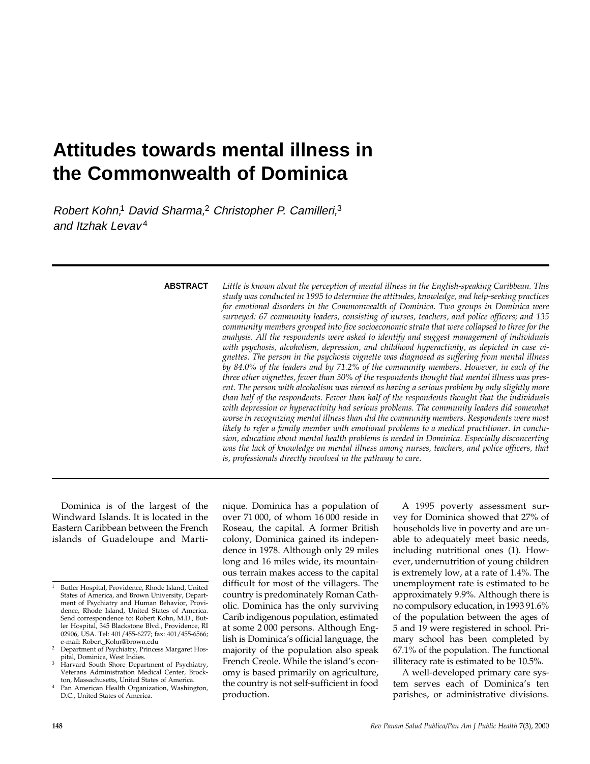# Attitudes towards mental illness in the Commonwealth of Dominica

*Robert Kohn,[1] David Sharma,[2] Christopher P. Camilleri,[3] and Itzhak Levav[4]*

**ABSTRACT**

*Little is known about the perception of mental illness in the English-speaking Caribbean. This study was conducted in 1995 to determine the attitudes, knowledge, and help-seeking practices for emotional disorders in the Commonwealth of Dominica. Two groups in Dominica were surveyed: 67 community leaders, consisting of nurses, teachers, and police officers; and 135 community members grouped into five socioeconomic strata that were collapsed to three for the analysis. All the respondents were asked to identify and suggest management of individuals with psychosis, alcoholism, depression, and childhood hyperactivity, as depicted in case vignettes. The person in the psychosis vignette was diagnosed as suffering from mental illness by 84.0% of the leaders and by 71.2% of the community members. However, in each of the three other vignettes, fewer than 30% of the respondents thought that mental illness was present. The person with alcoholism was viewed as having a serious problem by only slightly more than half of the respondents. Fewer than half of the respondents thought that the individuals with depression or hyperactivity had serious problems. The community leaders did somewhat worse in recognizing mental illness than did the community members. Respondents were most likely to refer a family member with emotional problems to a medical practitioner. In conclusion, education about mental health problems is needed in Dominica. Especially disconcerting was the lack of knowledge on mental illness among nurses, teachers, and police officers, that is, professionals directly involved in the pathway to care.*

---

Dominica is of the largest of the Windward Islands. It is located in the Eastern Caribbean between the French islands of Guadeloupe and Martinique. Dominica has a population of over 71 000, of whom 16 000 reside in Roseau, the capital. A former British colony, Dominica gained its independence in 1978. Although only 29 miles long and 16 miles wide, its mountainous terrain makes access to the capital difficult for most of the villagers. The country is predominately Roman Catholic. Dominica has the only surviving Carib indigenous population, estimated at some 2 000 persons. Although English is Dominica's official language, the majority of the population also speak French Creole. While the island's economy is based primarily on agriculture, the country is not self-sufficient in food production.

A 1995 poverty assessment survey for Dominica showed that 27% of households live in poverty and are unable to adequately meet basic needs, including nutritional ones (1). However, undernutrition of young children is extremely low, at a rate of 1.4%. The unemployment rate is estimated to be approximately 9.9%. Although there is no compulsory education, in 1993 91.6% of the population between the ages of 5 and 19 were registered in school. Primary school has been completed by 67.1% of the population. The functional illiteracy rate is estimated to be 10.5%.

A well-developed primary care system serves each of Dominica's ten parishes, or administrative divisions.

---

[1] Butler Hospital, Providence, Rhode Island, United States of America, and Brown University, Department of Psychiatry and Human Behavior, Providence, Rhode Island, United States of America. Send correspondence to: Robert Kohn, M.D., Butler Hospital, 345 Blackstone Blvd., Providence, RI 02906, USA. Tel: 401/455-6277; fax: 401/455-6566; e-mail: Robert_Kohn@brown.edu

[2] Department of Psychiatry, Princess Margaret Hospital, Dominica, West Indies.

[3] Harvard South Shore Department of Psychiatry, Veterans Administration Medical Center, Brockton, Massachusetts, United States of America.

[4] Pan American Health Organization, Washington, D.C., United States of America.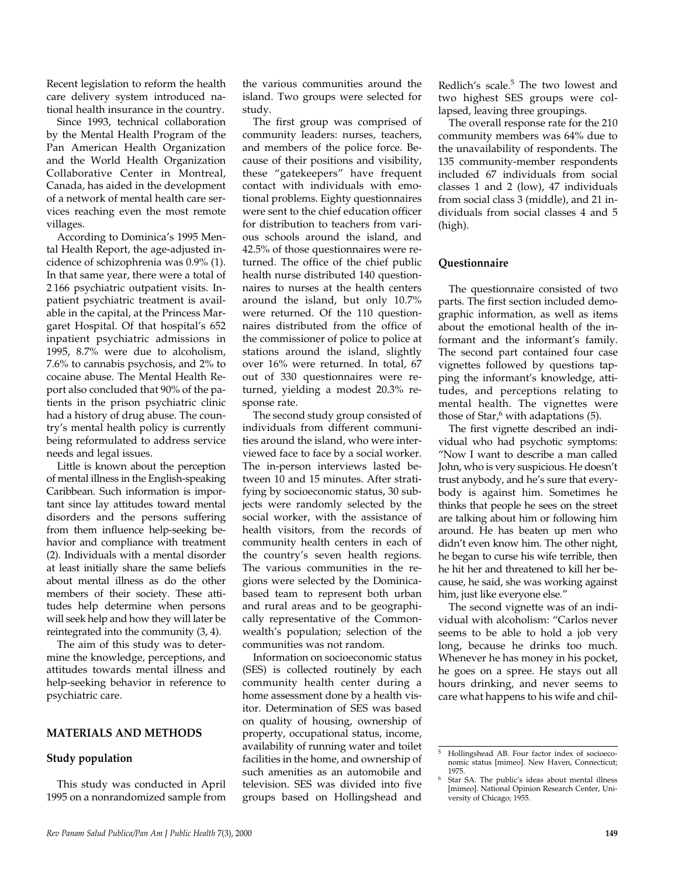Recent legislation to reform the health care delivery system introduced national health insurance in the country.

Since 1993, technical collaboration by the Mental Health Program of the Pan American Health Organization and the World Health Organization Collaborative Center in Montreal, Canada, has aided in the development of a network of mental health care services reaching even the most remote villages.

According to Dominica's 1995 Mental Health Report, the age-adjusted incidence of schizophrenia was 0.9% (1). In that same year, there were a total of 2 166 psychiatric outpatient visits. Inpatient psychiatric treatment is available in the capital, at the Princess Margaret Hospital. Of that hospital's 652 inpatient psychiatric admissions in 1995, 8.7% were due to alcoholism, 7.6% to cannabis psychosis, and 2% to cocaine abuse. The Mental Health Report also concluded that 90% of the patients in the prison psychiatric clinic had a history of drug abuse. The country's mental health policy is currently being reformulated to address service needs and legal issues.

Little is known about the perception of mental illness in the English-speaking Caribbean. Such information is important since lay attitudes toward mental disorders and the persons suffering from them influence help-seeking behavior and compliance with treatment (2). Individuals with a mental disorder at least initially share the same beliefs about mental illness as do the other members of their society. These attitudes help determine when persons will seek help and how they will later be reintegrated into the community (3, 4).

The aim of this study was to determine the knowledge, perceptions, and attitudes towards mental illness and help-seeking behavior in reference to psychiatric care.

## MATERIALS AND METHODS

### Study population

This study was conducted in April 1995 on a nonrandomized sample from the various communities around the island. Two groups were selected for study.

The first group was comprised of community leaders: nurses, teachers, and members of the police force. Because of their positions and visibility, these "gatekeepers" have frequent contact with individuals with emotional problems. Eighty questionnaires were sent to the chief education officer for distribution to teachers from various schools around the island, and 42.5% of those questionnaires were returned. The office of the chief public health nurse distributed 140 questionnaires to nurses at the health centers around the island, but only 10.7% were returned. Of the 110 questionnaires distributed from the office of the commissioner of police to police at stations around the island, slightly over 16% were returned. In total, 67 out of 330 questionnaires were returned, yielding a modest 20.3% response rate.

The second study group consisted of individuals from different communities around the island, who were interviewed face to face by a social worker. The in-person interviews lasted between 10 and 15 minutes. After stratifying by socioeconomic status, 30 subjects were randomly selected by the social worker, with the assistance of health visitors, from the records of community health centers in each of the country's seven health regions. The various communities in the regions were selected by the Dominica-based team to represent both urban and rural areas and to be geographically representative of the Commonwealth's population; selection of the communities was not random.

Information on socioeconomic status (SES) is collected routinely by each community health center during a home assessment done by a health visitor. Determination of SES was based on quality of housing, ownership of property, occupational status, income, availability of running water and toilet facilities in the home, and ownership of such amenities as an automobile and television. SES was divided into five groups based on Hollingshead and Redlich's scale.[5] The two lowest and two highest SES groups were collapsed, leaving three groupings.

The overall response rate for the 210 community members was 64% due to the unavailability of respondents. The 135 community-member respondents included 67 individuals from social classes 1 and 2 (low), 47 individuals from social class 3 (middle), and 21 individuals from social classes 4 and 5 (high).

### Questionnaire

The questionnaire consisted of two parts. The first section included demographic information, as well as items about the emotional health of the informant and the informant's family. The second part contained four case vignettes followed by questions tapping the informant's knowledge, attitudes, and perceptions relating to mental health. The vignettes were those of Star,[6] with adaptations (5).

The first vignette described an individual who had psychotic symptoms: "Now I want to describe a man called John, who is very suspicious. He doesn't trust anybody, and he's sure that everybody is against him. Sometimes he thinks that people he sees on the street are talking about him or following him around. He has beaten up men who didn't even know him. The other night, he began to curse his wife terrible, then he hit her and threatened to kill her because, he said, she was working against him, just like everyone else."

The second vignette was of an individual with alcoholism: "Carlos never seems to be able to hold a job very long, because he drinks too much. Whenever he has money in his pocket, he goes on a spree. He stays out all hours drinking, and never seems to care what happens to his wife and chil-

[5] Hollingshead AB. Four factor index of socioeconomic status [mimeo]. New Haven, Connecticut; 1975.

[6] Star SA. The public's ideas about mental illness [mimeo]. National Opinion Research Center, University of Chicago; 1955.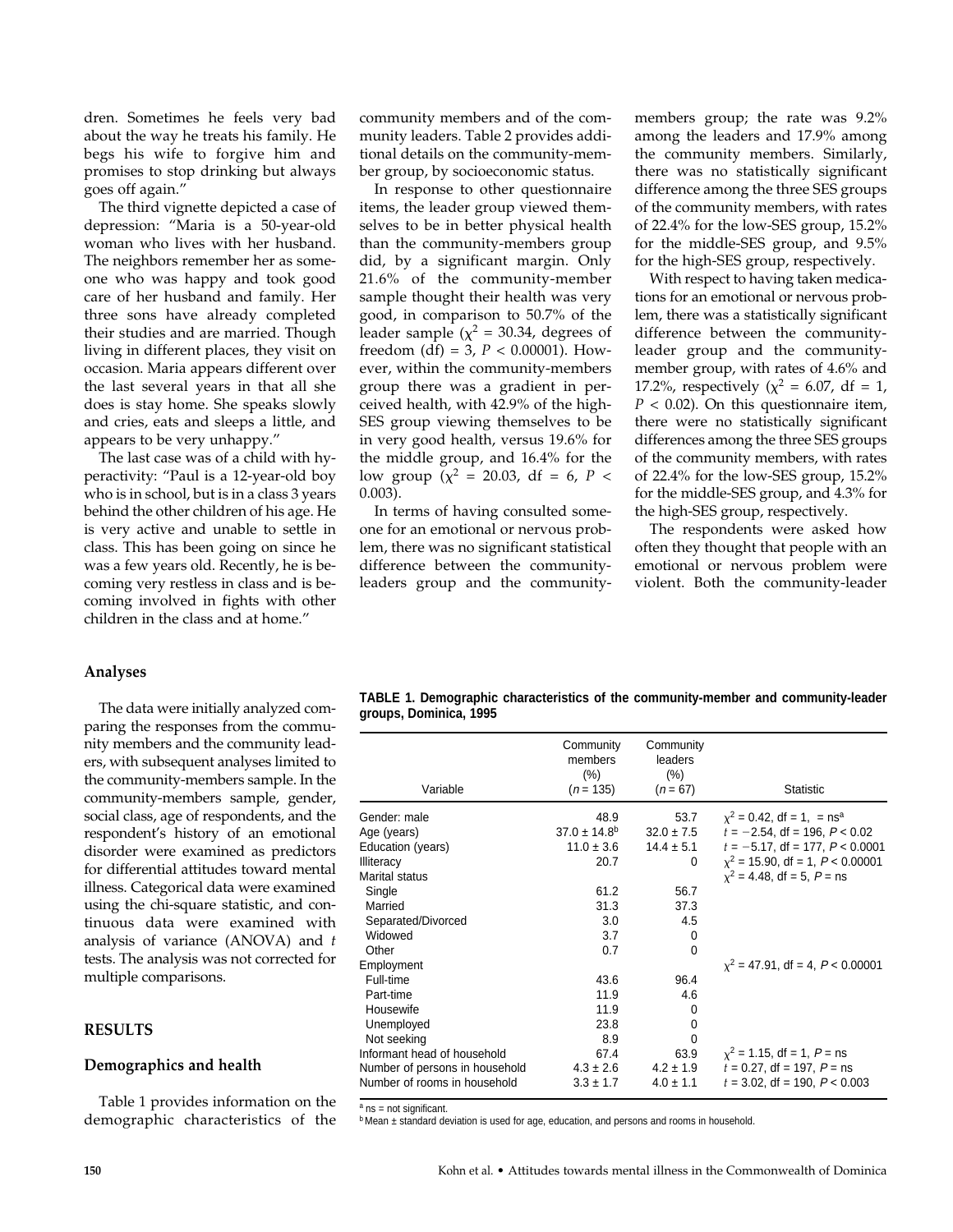dren. Sometimes he feels very bad about the way he treats his family. He begs his wife to forgive him and promises to stop drinking but always goes off again."

The third vignette depicted a case of depression: "Maria is a 50-year-old woman who lives with her husband. The neighbors remember her as someone who was happy and took good care of her husband and family. Her three sons have already completed their studies and are married. Though living in different places, they visit on occasion. Maria appears different over the last several years in that all she does is stay home. She speaks slowly and cries, eats and sleeps a little, and appears to be very unhappy."

The last case was of a child with hyperactivity: "Paul is a 12-year-old boy who is in school, but is in a class 3 years behind the other children of his age. He is very active and unable to settle in class. This has been going on since he was a few years old. Recently, he is becoming very restless in class and is becoming involved in fights with other children in the class and at home."

### Analyses

The data were initially analyzed comparing the responses from the community members and the community leaders, with subsequent analyses limited to the community-members sample. In the community-members sample, gender, social class, age of respondents, and the respondent's history of an emotional disorder were examined as predictors for differential attitudes toward mental illness. Categorical data were examined using the chi-square statistic, and continuous data were examined with analysis of variance (ANOVA) and *t* tests. The analysis was not corrected for multiple comparisons.

## RESULTS

### Demographics and health

Table 1 provides information on the demographic characteristics of the community members and of the community leaders. Table 2 provides additional details on the community-member group, by socioeconomic status.

In response to other questionnaire items, the leader group viewed themselves to be in better physical health than the community-members group did, by a significant margin. Only 21.6% of the community-member sample thought their health was very good, in comparison to 50.7% of the leader sample ($\chi^2$ = 30.34, degrees of freedom (df) = 3, $P$ < 0.00001). However, within the community-members group there was a gradient in perceived health, with 42.9% of the high-SES group viewing themselves to be in very good health, versus 19.6% for the middle group, and 16.4% for the low group ($\chi^2$ = 20.03, df = 6, $P$ < 0.003).

In terms of having consulted someone for an emotional or nervous problem, there was no significant statistical difference between the community-leaders group and the community-members group; the rate was 9.2% among the leaders and 17.9% among the community members. Similarly, there was no statistically significant difference among the three SES groups of the community members, with rates of 22.4% for the low-SES group, 15.2% for the middle-SES group, and 9.5% for the high-SES group, respectively.

With respect to having taken medications for an emotional or nervous problem, there was a statistically significant difference between the community-leader group and the community-member group, with rates of 4.6% and 17.2%, respectively ($\chi^2$ = 6.07, df = 1, $P$ < 0.02). On this questionnaire item, there were no statistically significant differences among the three SES groups of the community members, with rates of 22.4% for the low-SES group, 15.2% for the middle-SES group, and 4.3% for the high-SES group, respectively.

The respondents were asked how often they thought that people with an emotional or nervous problem were violent. Both the community-leader

**TABLE 1. Demographic characteristics of the community-member and community-leader groups, Dominica, 1995**

| Variable | Community members (%) ($n$ = 135) | Community leaders (%) ($n$ = 67) | Statistic |
|---|---|---|---|
| Gender: male | 48.9 | 53.7 | $\chi^2$ = 0.42, df = 1, = ns[a] |
| Age (years) | 37.0 ± 14.8[b] | 32.0 ± 7.5 | $t$ = −2.54, df = 196, $P$ < 0.02 |
| Education (years) | 11.0 ± 3.6 | 14.4 ± 5.1 | $t$ = −5.17, df = 177, $P$ < 0.0001 |
| Illiteracy | 20.7 | 0 | $\chi^2$ = 15.90, df = 1, $P$ < 0.00001 |
| Marital status | | | $\chi^2$ = 4.48, df = 5, $P$ = ns |
| Single | 61.2 | 56.7 | |
| Married | 31.3 | 37.3 | |
| Separated/Divorced | 3.0 | 4.5 | |
| Widowed | 3.7 | 0 | |
| Other | 0.7 | 0 | |
| Employment | | | $\chi^2$ = 47.91, df = 4, $P$ < 0.00001 |
| Full-time | 43.6 | 96.4 | |
| Part-time | 11.9 | 4.6 | |
| Housewife | 11.9 | 0 | |
| Unemployed | 23.8 | 0 | |
| Not seeking | 8.9 | 0 | |
| Informant head of household | 67.4 | 63.9 | $\chi^2$ = 1.15, df = 1, $P$ = ns |
| Number of persons in household | 4.3 ± 2.6 | 4.2 ± 1.9 | $t$ = 0.27, df = 197, $P$ = ns |
| Number of rooms in household | 3.3 ± 1.7 | 4.0 ± 1.1 | $t$ = 3.02, df = 190, $P$ < 0.003 |

[a] ns = not significant.
[b] Mean ± standard deviation is used for age, education, and persons and rooms in household.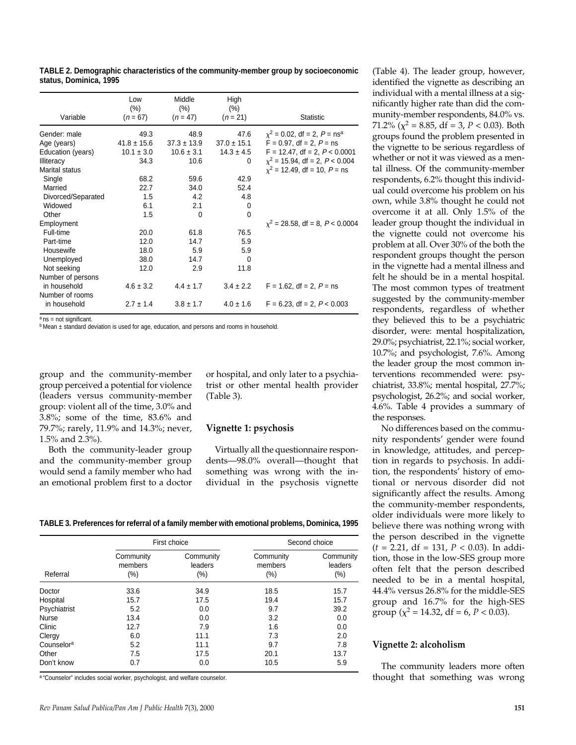**TABLE 2. Demographic characteristics of the community-member group by socioeconomic status, Dominica, 1995**

| Variable | Low (%) ($n$ = 67) | Middle (%) ($n$ = 47) | High (%) ($n$ = 21) | Statistic |
|---|---|---|---|---|
| Gender: male | 49.3 | 48.9 | 47.6 | $\chi^2$ = 0.02, df = 2, $P$ = ns[a] |
| Age (years) | 41.8 ± 15.6 | 37.3 ± 13.9 | 37.0 ± 15.1 | F = 0.97, df = 2, $P$ = ns |
| Education (years) | 10.1 ± 3.0 | 10.6 ± 3.1 | 14.3 ± 4.5 | F = 12.47, df = 2, $P$ < 0.0001 |
| Illiteracy | 34.3 | 10.6 | 0 | $\chi^2$ = 15.94, df = 2, $P$ < 0.004 |
| Marital status | | | | $\chi^2$ = 12.49, df = 10, $P$ = ns |
| Single | 68.2 | 59.6 | 42.9 | |
| Married | 22.7 | 34.0 | 52.4 | |
| Divorced/Separated | 1.5 | 4.2 | 4.8 | |
| Widowed | 6.1 | 2.1 | 0 | |
| Other | 1.5 | 0 | 0 | |
| Employment | | | | $\chi^2$ = 28.58, df = 8, $P$ < 0.0004 |
| Full-time | 20.0 | 61.8 | 76.5 | |
| Part-time | 12.0 | 14.7 | 5.9 | |
| Housewife | 18.0 | 5.9 | 5.9 | |
| Unemployed | 38.0 | 14.7 | 0 | |
| Not seeking | 12.0 | 2.9 | 11.8 | |
| Number of persons in household | 4.6 ± 3.2 | 4.4 ± 1.7 | 3.4 ± 2.2 | F = 1.62, df = 2, $P$ = ns |
| Number of rooms in household | 2.7 ± 1.4 | 3.8 ± 1.7 | 4.0 ± 1.6 | F = 6.23, df = 2, $P$ < 0.003 |

[a] ns = not significant.
[b] Mean ± standard deviation is used for age, education, and persons and rooms in household.

group and the community-member group perceived a potential for violence (leaders versus community-member group: violent all of the time, 3.0% and 3.8%; some of the time, 83.6% and 79.7%; rarely, 11.9% and 14.3%; never, 1.5% and 2.3%).

Both the community-leader group and the community-member group would send a family member who had an emotional problem first to a doctor or hospital, and only later to a psychiatrist or other mental health provider (Table 3).

### Vignette 1: psychosis

Virtually all the questionnaire respondents—98.0% overall—thought that something was wrong with the individual in the psychosis vignette (Table 4). The leader group, however, identified the vignette as describing an individual with a mental illness at a significantly higher rate than did the community-member respondents, 84.0% vs. 71.2% ($\chi^2$ = 8.85, df = 3, $P$ < 0.03). Both groups found the problem presented in the vignette to be serious regardless of whether or not it was viewed as a mental illness. Of the community-member respondents, 6.2% thought this individual could overcome his problem on his own, while 3.8% thought he could not overcome it at all. Only 1.5% of the leader group thought the individual in the vignette could not overcome his problem at all. Over 30% of the both the respondent groups thought the person in the vignette had a mental illness and felt he should be in a mental hospital. The most common types of treatment suggested by the community-member respondents, regardless of whether they believed this to be a psychiatric disorder, were: mental hospitalization, 29.0%; psychiatrist, 22.1%; social worker, 10.7%; and psychologist, 7.6%. Among the leader group the most common interventions recommended were: psychiatrist, 33.8%; mental hospital, 27.7%; psychologist, 26.2%; and social worker, 4.6%. Table 4 provides a summary of the responses.

No differences based on the community respondents' gender were found in knowledge, attitudes, and perception in regards to psychosis. In addition, the respondents' history of emotional or nervous disorder did not significantly affect the results. Among the community-member respondents, older individuals were more likely to believe there was nothing wrong with the person described in the vignette ($t$ = 2.21, df = 131, $P$ < 0.03). In addition, those in the low-SES group more often felt that the person described needed to be in a mental hospital, 44.4% versus 26.8% for the middle-SES group and 16.7% for the high-SES group ($\chi^2$ = 14.32, df = 6, $P$ < 0.03).

**TABLE 3. Preferences for referral of a family member with emotional problems, Dominica, 1995**

| Referral | First choice: Community members (%) | First choice: Community leaders (%) | Second choice: Community members (%) | Second choice: Community leaders (%) |
|---|---|---|---|---|
| Doctor | 33.6 | 34.9 | 18.5 | 15.7 |
| Hospital | 15.7 | 17.5 | 19.4 | 15.7 |
| Psychiatrist | 5.2 | 0.0 | 9.7 | 39.2 |
| Nurse | 13.4 | 0.0 | 3.2 | 0.0 |
| Clinic | 12.7 | 7.9 | 1.6 | 0.0 |
| Clergy | 6.0 | 11.1 | 7.3 | 2.0 |
| Counselor[a] | 5.2 | 11.1 | 9.7 | 7.8 |
| Other | 7.5 | 17.5 | 20.1 | 13.7 |
| Don't know | 0.7 | 0.0 | 10.5 | 5.9 |

[a] "Counselor" includes social worker, psychologist, and welfare counselor.

### Vignette 2: alcoholism

The community leaders more often thought that something was wrong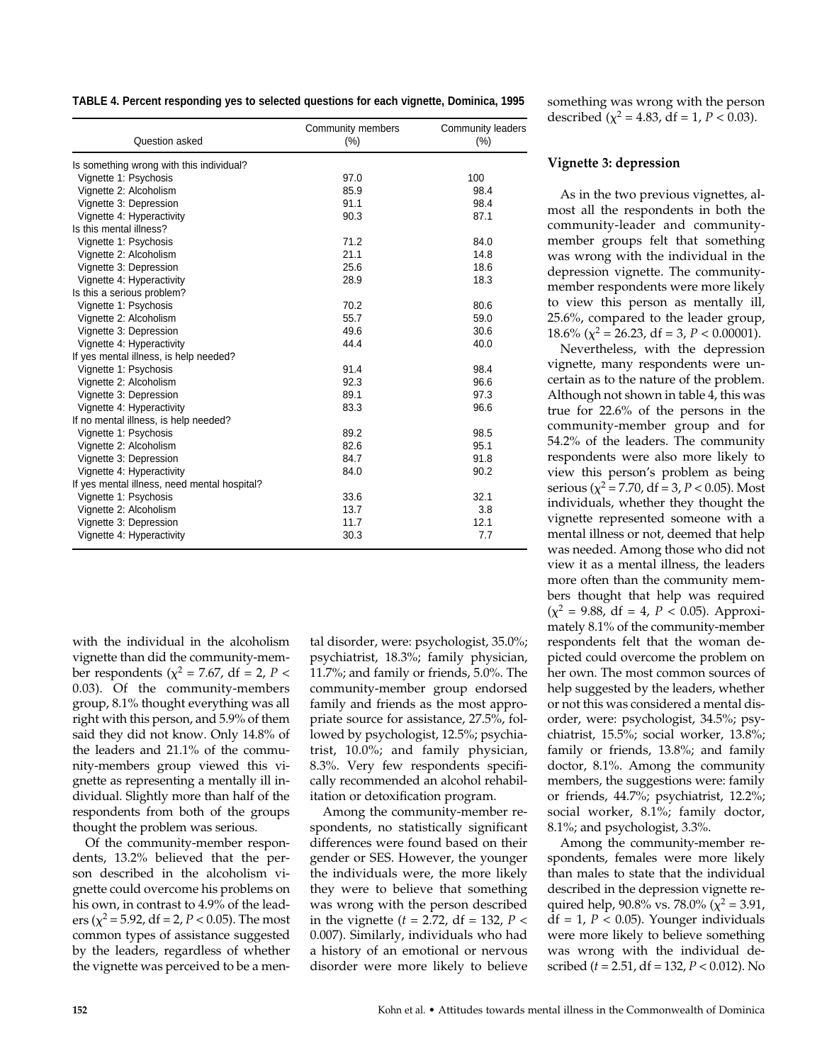**TABLE 4. Percent responding yes to selected questions for each vignette, Dominica, 1995**

| Question asked | Community members (%) | Community leaders (%) |
|---|---|---|
| Is something wrong with this individual? | | |
| Vignette 1: Psychosis | 97.0 | 100 |
| Vignette 2: Alcoholism | 85.9 | 98.4 |
| Vignette 3: Depression | 91.1 | 98.4 |
| Vignette 4: Hyperactivity | 90.3 | 87.1 |
| Is this mental illness? | | |
| Vignette 1: Psychosis | 71.2 | 84.0 |
| Vignette 2: Alcoholism | 21.1 | 14.8 |
| Vignette 3: Depression | 25.6 | 18.6 |
| Vignette 4: Hyperactivity | 28.9 | 18.3 |
| Is this a serious problem? | | |
| Vignette 1: Psychosis | 70.2 | 80.6 |
| Vignette 2: Alcoholism | 55.7 | 59.0 |
| Vignette 3: Depression | 49.6 | 30.6 |
| Vignette 4: Hyperactivity | 44.4 | 40.0 |
| If yes mental illness, is help needed? | | |
| Vignette 1: Psychosis | 91.4 | 98.4 |
| Vignette 2: Alcoholism | 92.3 | 96.6 |
| Vignette 3: Depression | 89.1 | 97.3 |
| Vignette 4: Hyperactivity | 83.3 | 96.6 |
| If no mental illness, is help needed? | | |
| Vignette 1: Psychosis | 89.2 | 98.5 |
| Vignette 2: Alcoholism | 82.6 | 95.1 |
| Vignette 3: Depression | 84.7 | 91.8 |
| Vignette 4: Hyperactivity | 84.0 | 90.2 |
| If yes mental illness, need mental hospital? | | |
| Vignette 1: Psychosis | 33.6 | 32.1 |
| Vignette 2: Alcoholism | 13.7 | 3.8 |
| Vignette 3: Depression | 11.7 | 12.1 |
| Vignette 4: Hyperactivity | 30.3 | 7.7 |

with the individual in the alcoholism vignette than did the community-member respondents ($\chi^2 = 7.67$, df = 2, $P < 0.03$). Of the community-members group, 8.1% thought everything was all right with this person, and 5.9% of them said they did not know. Only 14.8% of the leaders and 21.1% of the community-members group viewed this vignette as representing a mentally ill individual. Slightly more than half of the respondents from both of the groups thought the problem was serious.

Of the community-member respondents, 13.2% believed that the person described in the alcoholism vignette could overcome his problems on his own, in contrast to 4.9% of the leaders ($\chi^2 = 5.92$, df = 2, $P < 0.05$). The most common types of assistance suggested by the leaders, regardless of whether the vignette was perceived to be a mental disorder, were: psychologist, 35.0%; psychiatrist, 18.3%; family physician, 11.7%; and family or friends, 5.0%. The community-member group endorsed family and friends as the most appropriate source for assistance, 27.5%, followed by psychologist, 12.5%; psychiatrist, 10.0%; and family physician, 8.3%. Very few respondents specifically recommended an alcohol rehabilitation or detoxification program.

Among the community-member respondents, no statistically significant differences were found based on their gender or SES. However, the younger the individuals were, the more likely they were to believe that something was wrong with the person described in the vignette ($t = 2.72$, df = 132, $P < 0.007$). Similarly, individuals who had a history of an emotional or nervous disorder were more likely to believe something was wrong with the person described ($\chi^2 = 4.83$, df = 1, $P < 0.03$).

### Vignette 3: depression

As in the two previous vignettes, almost all the respondents in both the community-leader and community-member groups felt that something was wrong with the individual in the depression vignette. The community-member respondents were more likely to view this person as mentally ill, 25.6%, compared to the leader group, 18.6% ($\chi^2 = 26.23$, df = 3, $P < 0.00001$).

Nevertheless, with the depression vignette, many respondents were uncertain as to the nature of the problem. Although not shown in table 4, this was true for 22.6% of the persons in the community-member group and for 54.2% of the leaders. The community respondents were also more likely to view this person's problem as being serious ($\chi^2 = 7.70$, df = 3, $P < 0.05$). Most individuals, whether they thought the vignette represented someone with a mental illness or not, deemed that help was needed. Among those who did not view it as a mental illness, the leaders more often than the community members thought that help was required ($\chi^2 = 9.88$, df = 4, $P < 0.05$). Approximately 8.1% of the community-member respondents felt that the woman depicted could overcome the problem on her own. The most common sources of help suggested by the leaders, whether or not this was considered a mental disorder, were: psychologist, 34.5%; psychiatrist, 15.5%; social worker, 13.8%; family or friends, 13.8%; and family doctor, 8.1%. Among the community members, the suggestions were: family or friends, 44.7%; psychiatrist, 12.2%; social worker, 8.1%; family doctor, 8.1%; and psychologist, 3.3%.

Among the community-member respondents, females were more likely than males to state that the individual described in the depression vignette required help, 90.8% vs. 78.0% ($\chi^2 = 3.91$, df = 1, $P < 0.05$). Younger individuals were more likely to believe something was wrong with the individual described ($t = 2.51$, df = 132, $P < 0.012$). No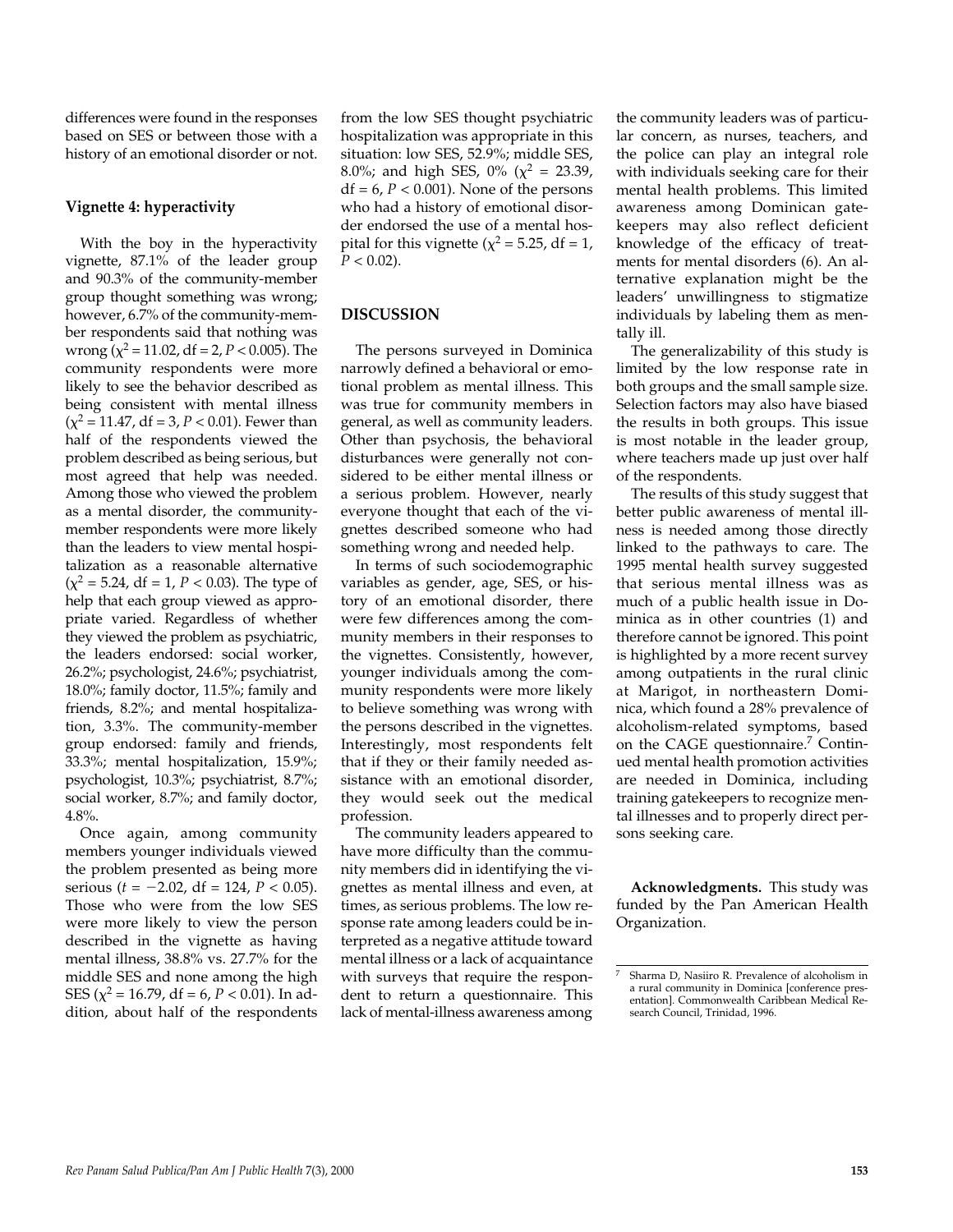differences were found in the responses based on SES or between those with a history of an emotional disorder or not.

### Vignette 4: hyperactivity

With the boy in the hyperactivity vignette, 87.1% of the leader group and 90.3% of the community-member group thought something was wrong; however, 6.7% of the community-member respondents said that nothing was wrong ($\chi^2 = 11.02$, df = 2, $P < 0.005$). The community respondents were more likely to see the behavior described as being consistent with mental illness ($\chi^2 = 11.47$, df = 3, $P < 0.01$). Fewer than half of the respondents viewed the problem described as being serious, but most agreed that help was needed. Among those who viewed the problem as a mental disorder, the community-member respondents were more likely than the leaders to view mental hospitalization as a reasonable alternative ($\chi^2 = 5.24$, df = 1, $P < 0.03$). The type of help that each group viewed as appropriate varied. Regardless of whether they viewed the problem as psychiatric, the leaders endorsed: social worker, 26.2%; psychologist, 24.6%; psychiatrist, 18.0%; family doctor, 11.5%; family and friends, 8.2%; and mental hospitalization, 3.3%. The community-member group endorsed: family and friends, 33.3%; mental hospitalization, 15.9%; psychologist, 10.3%; psychiatrist, 8.7%; social worker, 8.7%; and family doctor, 4.8%.

Once again, among community members younger individuals viewed the problem presented as being more serious ($t = -2.02$, df = 124, $P < 0.05$). Those who were from the low SES were more likely to view the person described in the vignette as having mental illness, 38.8% vs. 27.7% for the middle SES and none among the high SES ($\chi^2 = 16.79$, df = 6, $P < 0.01$). In addition, about half of the respondents from the low SES thought psychiatric hospitalization was appropriate in this situation: low SES, 52.9%; middle SES, 8.0%; and high SES, 0% ($\chi^2 = 23.39$, df = 6, $P < 0.001$). None of the persons who had a history of emotional disorder endorsed the use of a mental hospital for this vignette ($\chi^2 = 5.25$, df = 1, $P < 0.02$).

## DISCUSSION

The persons surveyed in Dominica narrowly defined a behavioral or emotional problem as mental illness. This was true for community members in general, as well as community leaders. Other than psychosis, the behavioral disturbances were generally not considered to be either mental illness or a serious problem. However, nearly everyone thought that each of the vignettes described someone who had something wrong and needed help.

In terms of such sociodemographic variables as gender, age, SES, or history of an emotional disorder, there were few differences among the community members in their responses to the vignettes. Consistently, however, younger individuals among the community respondents were more likely to believe something was wrong with the persons described in the vignettes. Interestingly, most respondents felt that if they or their family needed assistance with an emotional disorder, they would seek out the medical profession.

The community leaders appeared to have more difficulty than the community members did in identifying the vignettes as mental illness and even, at times, as serious problems. The low response rate among leaders could be interpreted as a negative attitude toward mental illness or a lack of acquaintance with surveys that require the respondent to return a questionnaire. This lack of mental-illness awareness among the community leaders was of particular concern, as nurses, teachers, and the police can play an integral role with individuals seeking care for their mental health problems. This limited awareness among Dominican gatekeepers may also reflect deficient knowledge of the efficacy of treatments for mental disorders (6). An alternative explanation might be the leaders' unwillingness to stigmatize individuals by labeling them as mentally ill.

The generalizability of this study is limited by the low response rate in both groups and the small sample size. Selection factors may also have biased the results in both groups. This issue is most notable in the leader group, where teachers made up just over half of the respondents.

The results of this study suggest that better public awareness of mental illness is needed among those directly linked to the pathways to care. The 1995 mental health survey suggested that serious mental illness was as much of a public health issue in Dominica as in other countries (1) and therefore cannot be ignored. This point is highlighted by a more recent survey among outpatients in the rural clinic at Marigot, in northeastern Dominica, which found a 28% prevalence of alcoholism-related symptoms, based on the CAGE questionnaire.[7] Continued mental health promotion activities are needed in Dominica, including training gatekeepers to recognize mental illnesses and to properly direct persons seeking care.

**Acknowledgments.** This study was funded by the Pan American Health Organization.

[7] Sharma D, Nasiiro R. Prevalence of alcoholism in a rural community in Dominica [conference presentation]. Commonwealth Caribbean Medical Research Council, Trinidad, 1996.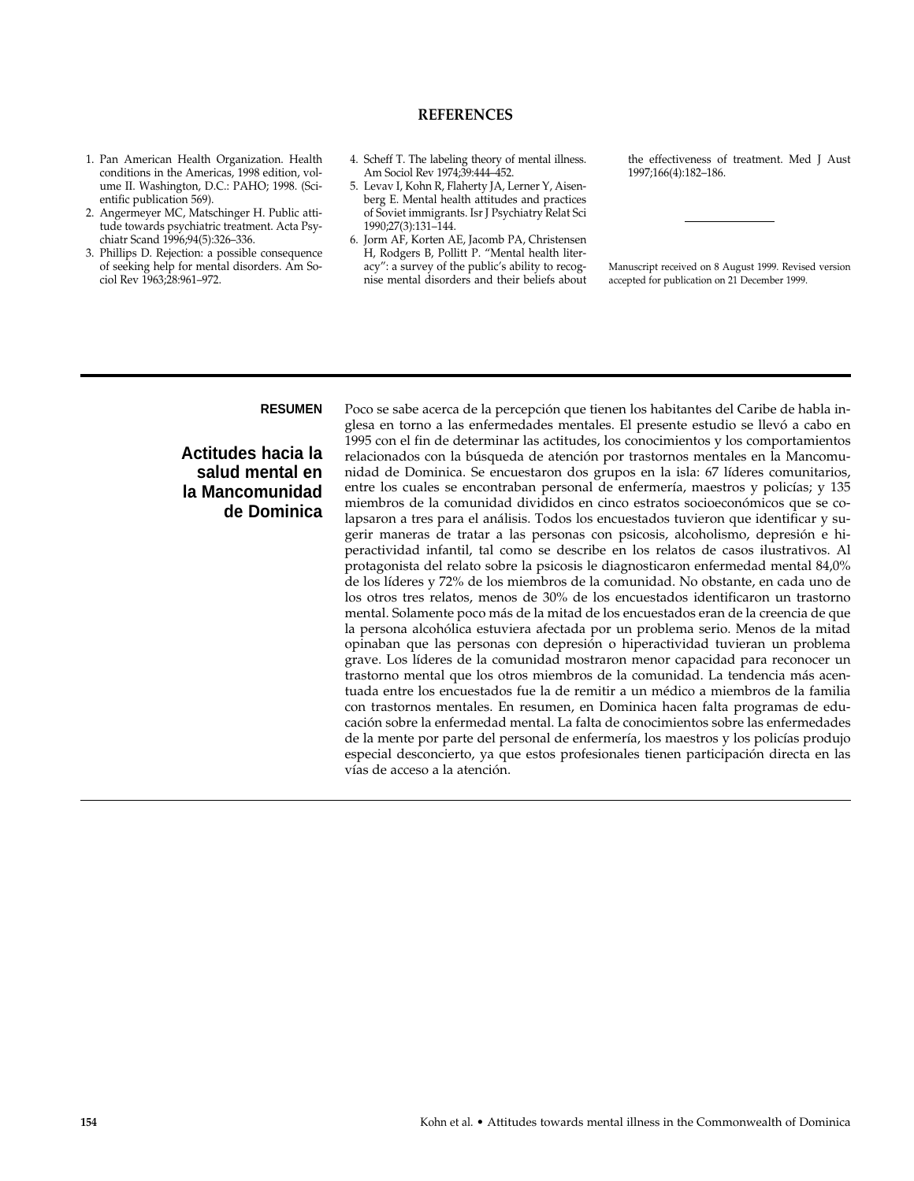## REFERENCES

1. Pan American Health Organization. Health conditions in the Americas, 1998 edition, volume II. Washington, D.C.: PAHO; 1998. (Scientific publication 569).
2. Angermeyer MC, Matschinger H. Public attitude towards psychiatric treatment. Acta Psychiatr Scand 1996;94(5):326–336.
3. Phillips D. Rejection: a possible consequence of seeking help for mental disorders. Am Sociol Rev 1963;28:961–972.
4. Scheff T. The labeling theory of mental illness. Am Sociol Rev 1974;39:444–452.
5. Levav I, Kohn R, Flaherty JA, Lerner Y, Aisenberg E. Mental health attitudes and practices of Soviet immigrants. Isr J Psychiatry Relat Sci 1990;27(3):131–144.
6. Jorm AF, Korten AE, Jacomb PA, Christensen H, Rodgers B, Pollitt P. "Mental health literacy": a survey of the public's ability to recognise mental disorders and their beliefs about the effectiveness of treatment. Med J Aust 1997;166(4):182–186.

Manuscript received on 8 August 1999. Revised version accepted for publication on 21 December 1999.

---

**RESUMEN**

## Actitudes hacia la salud mental en la Mancomunidad de Dominica

Poco se sabe acerca de la percepción que tienen los habitantes del Caribe de habla inglesa en torno a las enfermedades mentales. El presente estudio se llevó a cabo en 1995 con el fin de determinar las actitudes, los conocimientos y los comportamientos relacionados con la búsqueda de atención por trastornos mentales en la Mancomunidad de Dominica. Se encuestaron dos grupos en la isla: 67 líderes comunitarios, entre los cuales se encontraban personal de enfermería, maestros y policías; y 135 miembros de la comunidad divididos en cinco estratos socioeconómicos que se colapsaron a tres para el análisis. Todos los encuestados tuvieron que identificar y sugerir maneras de tratar a las personas con psicosis, alcoholismo, depresión e hiperactividad infantil, tal como se describe en los relatos de casos ilustrativos. Al protagonista del relato sobre la psicosis le diagnosticaron enfermedad mental 84,0% de los líderes y 72% de los miembros de la comunidad. No obstante, en cada uno de los otros tres relatos, menos de 30% de los encuestados identificaron un trastorno mental. Solamente poco más de la mitad de los encuestados eran de la creencia de que la persona alcohólica estuviera afectada por un problema serio. Menos de la mitad opinaban que las personas con depresión o hiperactividad tuvieran un problema grave. Los líderes de la comunidad mostraron menor capacidad para reconocer un trastorno mental que los otros miembros de la comunidad. La tendencia más acentuada entre los encuestados fue la de remitir a un médico a miembros de la familia con trastornos mentales. En resumen, en Dominica hacen falta programas de educación sobre la enfermedad mental. La falta de conocimientos sobre las enfermedades de la mente por parte del personal de enfermería, los maestros y los policías produjo especial desconcierto, ya que estos profesionales tienen participación directa en las vías de acceso a la atención.